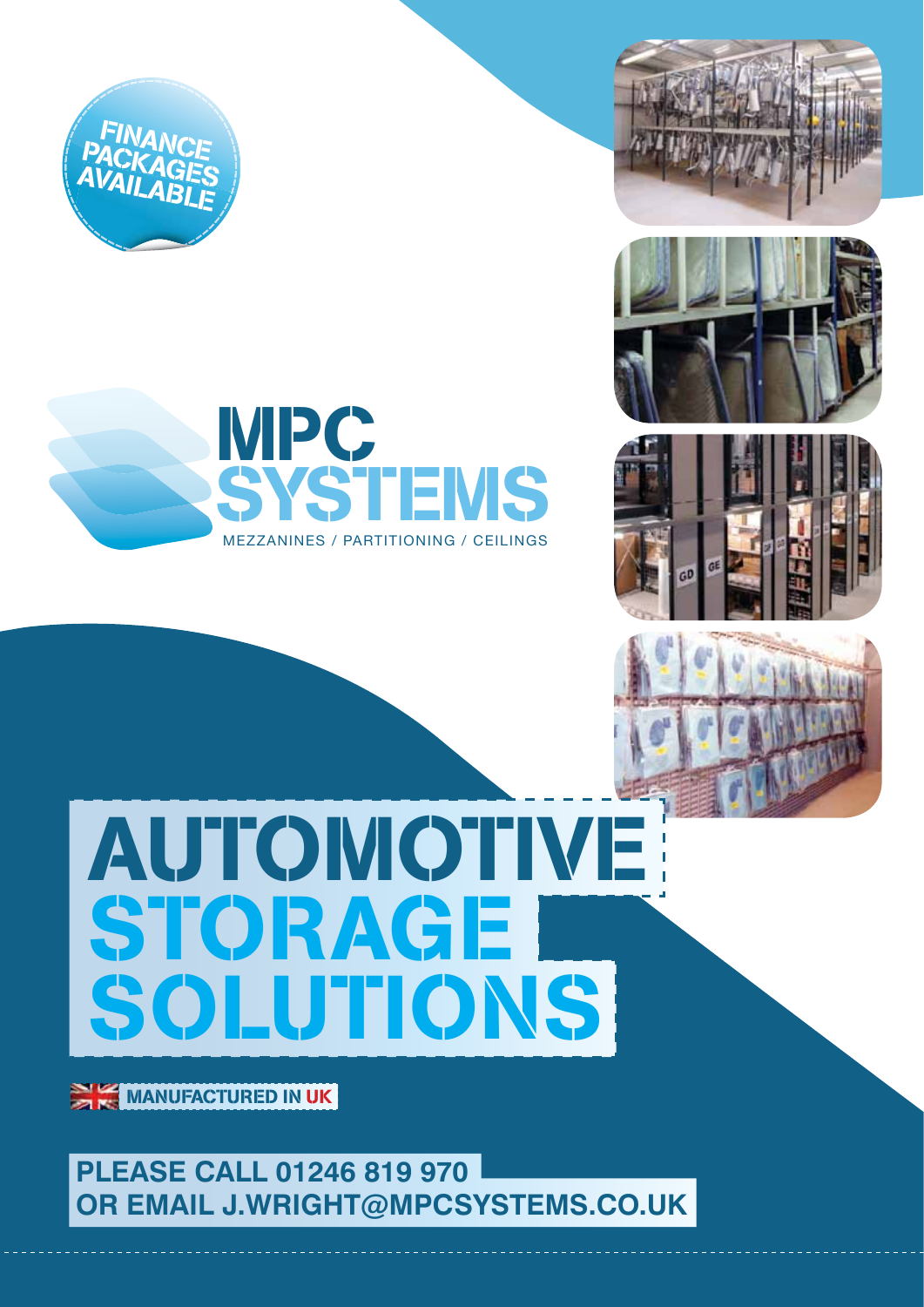FINANCE PACKAGES AVAILABLE

# MPC SYSTEMS

MEZZANINES / PARTITIONING / CEILINGS

# AUTOMOTIVE STORAGE SOLUTIONS

MANUFACTURED IN UK

**PLEASE CALL 01246 819 970**
**OR EMAIL J.WRIGHT@MPCSYSTEMS.CO.UK**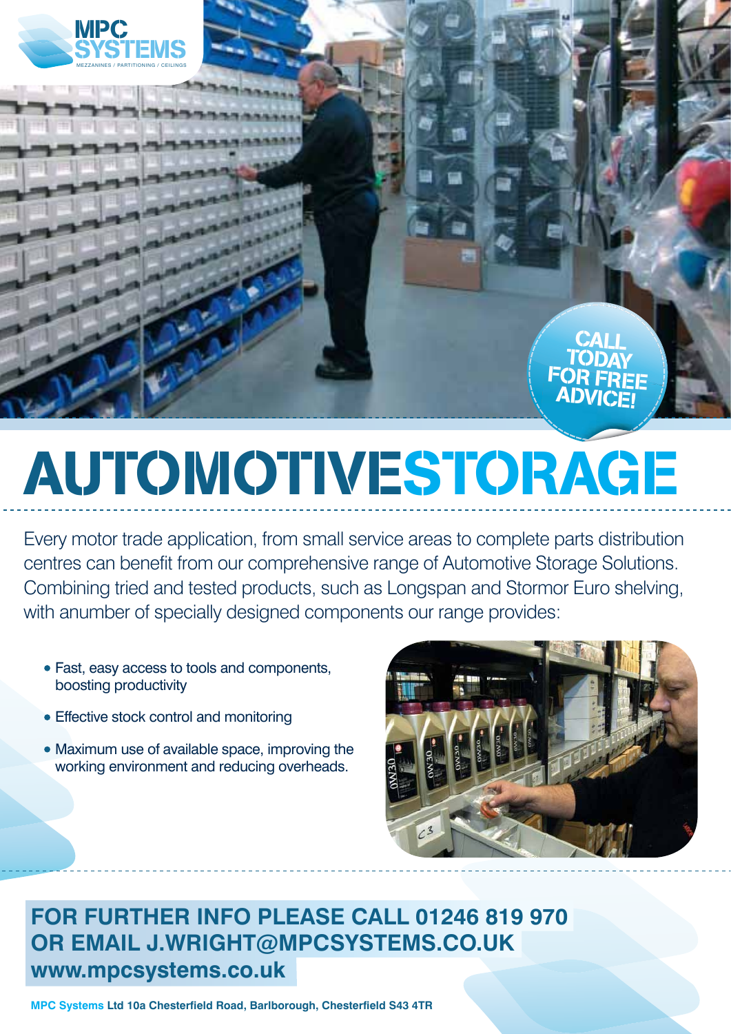MPC SYSTEMS

MEZZANINES / PARTITIONING / CEILINGS

CALL TODAY FOR FREE ADVICE!

# AUTOMOTIVESTORAGE

Every motor trade application, from small service areas to complete parts distribution centres can benefit from our comprehensive range of Automotive Storage Solutions. Combining tried and tested products, such as Longspan and Stormor Euro shelving, with anumber of specially designed components our range provides:

- Fast, easy access to tools and components, boosting productivity
- Effective stock control and monitoring
- Maximum use of available space, improving the working environment and reducing overheads.

**FOR FURTHER INFO PLEASE CALL 01246 819 970**
**OR EMAIL J.WRIGHT@MPCSYSTEMS.CO.UK**
**www.mpcsystems.co.uk**

**MPC Systems Ltd 10a Chesterfield Road, Barlborough, Chesterfield S43 4TR**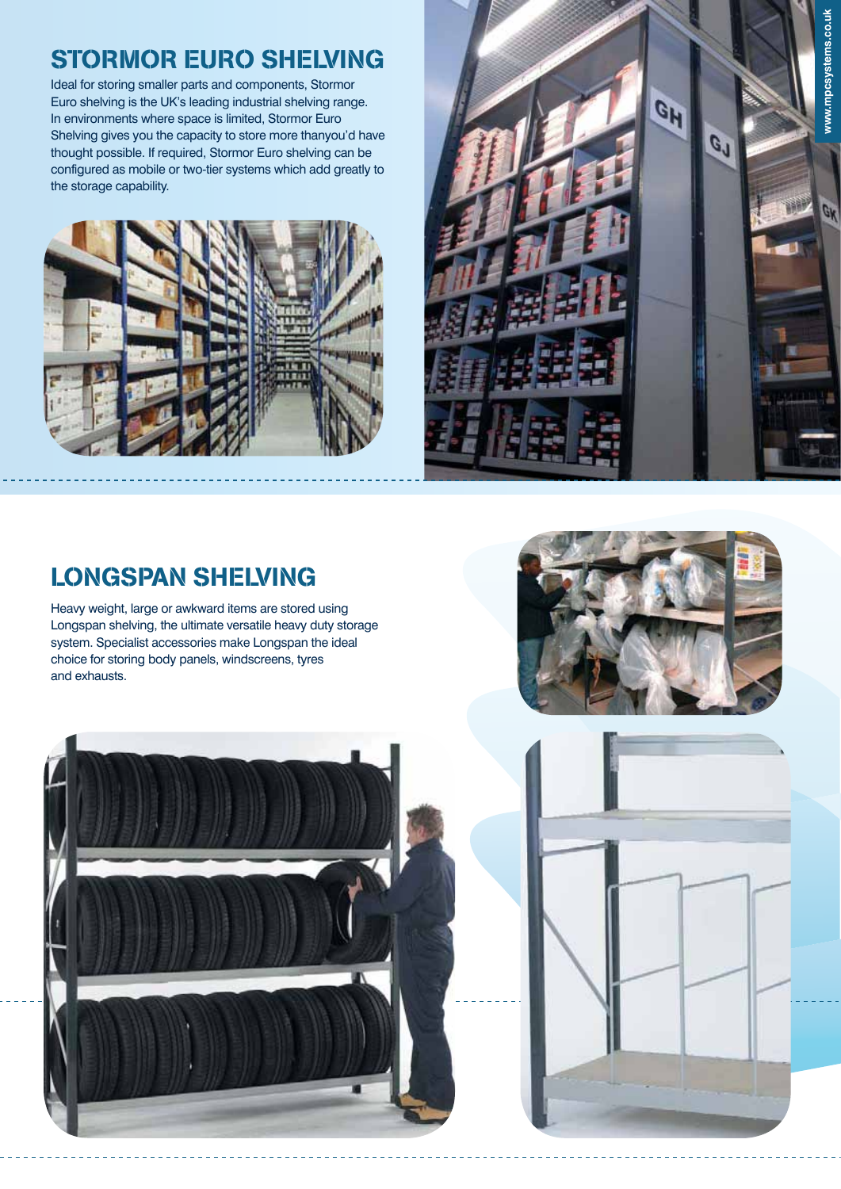## STORMOR EURO SHELVING

Ideal for storing smaller parts and components, Stormor Euro shelving is the UK's leading industrial shelving range. In environments where space is limited, Stormor Euro Shelving gives you the capacity to store more thanyou'd have thought possible. If required, Stormor Euro shelving can be configured as mobile or two-tier systems which add greatly to the storage capability.

## LONGSPAN SHELVING

Heavy weight, large or awkward items are stored using Longspan shelving, the ultimate versatile heavy duty storage system. Specialist accessories make Longspan the ideal choice for storing body panels, windscreens, tyres and exhausts.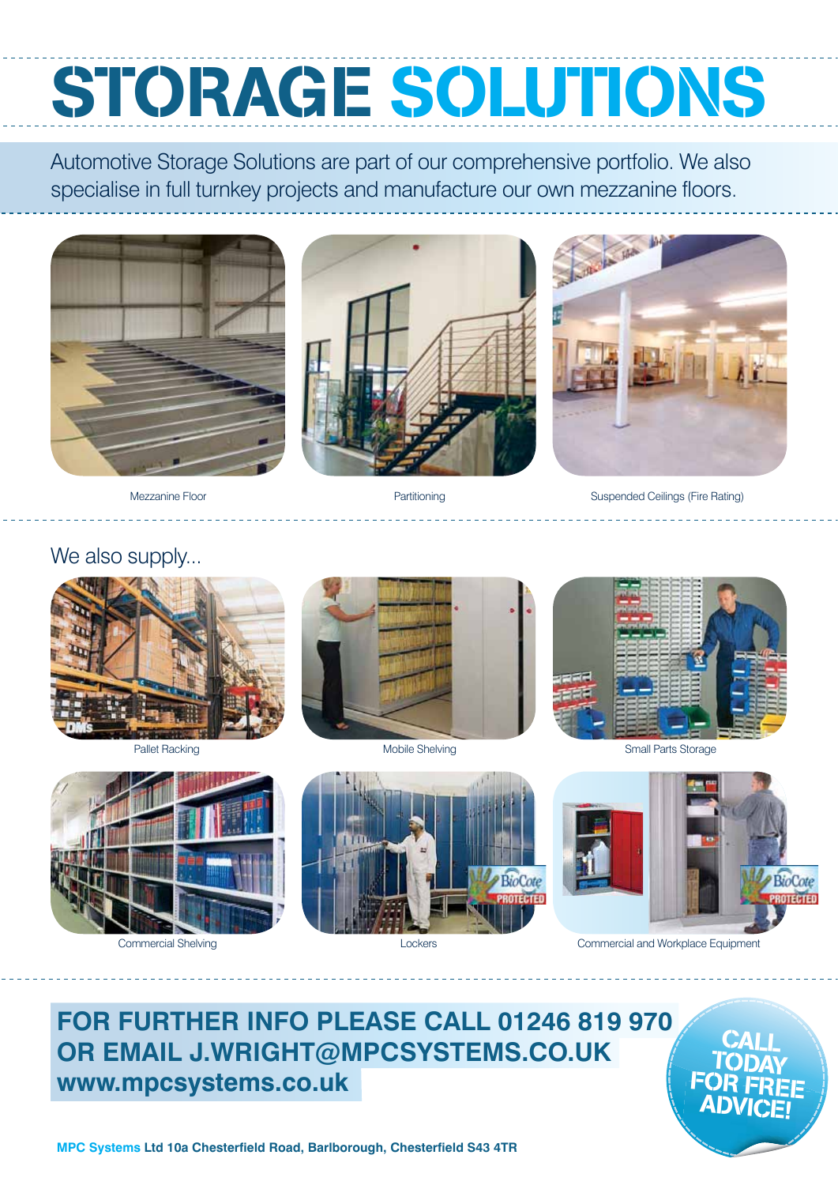# STORAGE SOLUTIONS

Automotive Storage Solutions are part of our comprehensive portfolio. We also specialise in full turnkey projects and manufacture our own mezzanine floors.

Mezzanine Floor

Partitioning

Suspended Ceilings (Fire Rating)

## We also supply...

Pallet Racking

Mobile Shelving

Small Parts Storage

Commercial Shelving

Lockers

Commercial and Workplace Equipment

**FOR FURTHER INFO PLEASE CALL 01246 819 970**
**OR EMAIL J.WRIGHT@MPCSYSTEMS.CO.UK**
**www.mpcsystems.co.uk**

**CALL TODAY FOR FREE ADVICE!**

**MPC Systems Ltd 10a Chesterfield Road, Barlborough, Chesterfield S43 4TR**